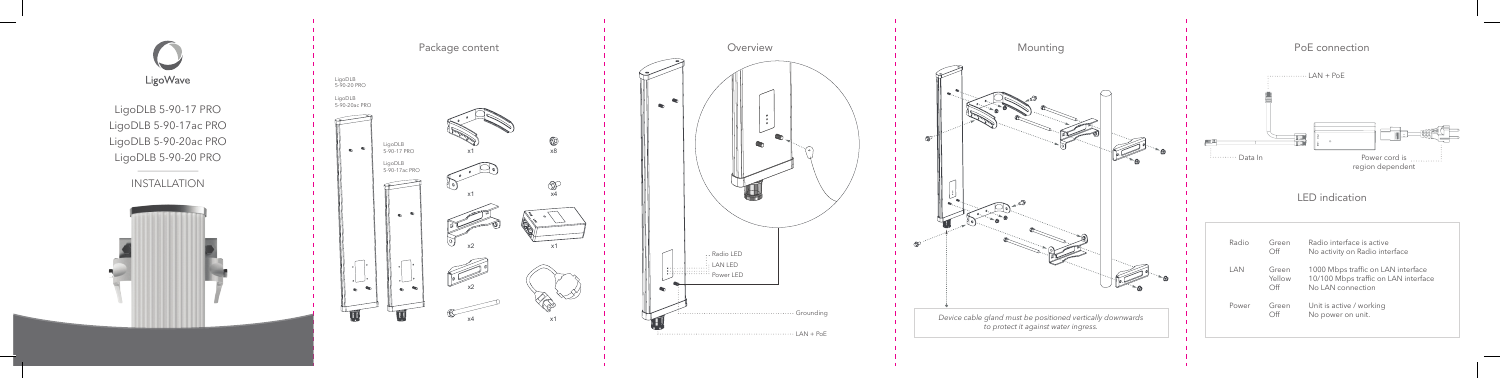LigoWave

LigoDLB 5-90-17 PRO
LigoDLB 5-90-17ac PRO
LigoDLB 5-90-20ac PRO
LigoDLB 5-90-20 PRO

INSTALLATION

## Package content

LigoDLB 5-90-20 PRO

LigoDLB 5-90-20ac PRO

LigoDLB 5-90-17 PRO

LigoDLB 5-90-17ac PRO

x1

x1

x2

x2

x4

x8

x4

x1

x1

## Overview

Radio LED

LAN LED

Power LED

Grounding

LAN + PoE

## Mounting

*Device cable gland must be positioned vertically downwards to protect it against water ingress.*

## PoE connection

LAN + PoE

Data In

Power cord is region dependent

## LED indication

| | | |
|---|---|---|
| Radio | Green | Radio interface is active |
| | Off | No activity on Radio interface |
| LAN | Green | 1000 Mbps traffic on LAN interface |
| | Yellow | 10/100 Mbps traffic on LAN interface |
| | Off | No LAN connection |
| Power | Green | Unit is active / working |
| | Off | No power on unit. |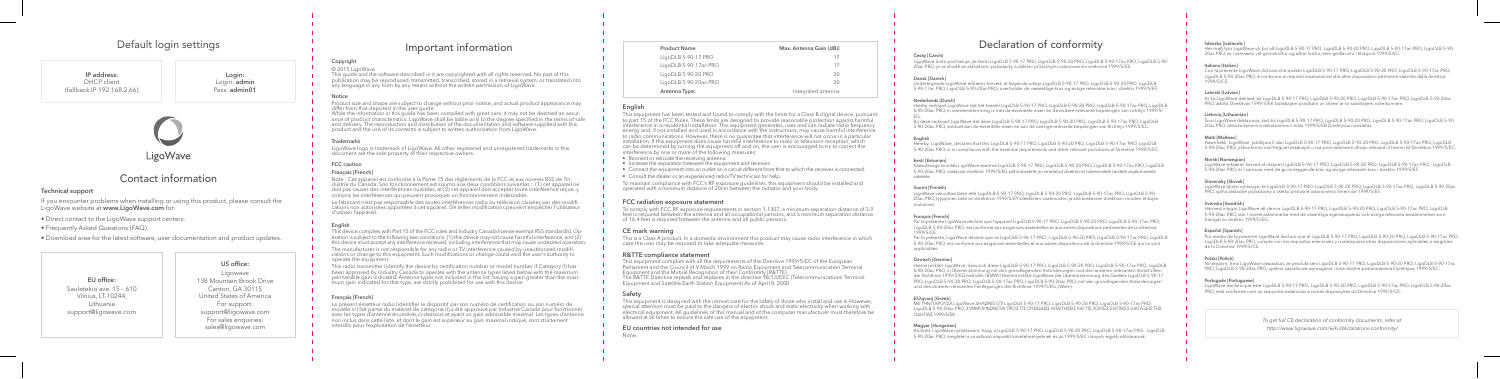# Default login settings

**IP address:**
DHCP client
(fallback IP 192.168.2.66)

**Login:**
Login: **admin**
Pass: **admin01**

LigoWave

# Contact information

### Technical support

If you encounter problems when installing or using this product, please consult the LigoWave website at **www.LigoWave.com** for:

- Direct contact to the LigoWave support centers.
- Frequently Asked Questions (FAQ).
- Download area for the latest software, user documentation and product updates.

**EU office:**
Sauletekio ave. 15 – 610
Vilnius, LT-10244,
Lithuania
support@ligowave.com

**US office:**
Ligowave
138 Mountain Brook Drive
Canton, GA 30115
United States of America
For support:
support@ligowave.com
For sales enquiries:
sales@ligowave.com

# Important information

### Copyright

© 2015 LigoWave
This guide and the software described in it are copyrighted with all rights reserved. No part of this publication may be reproduced, transmitted, transcribed, stored in a retrieval system, or translated into any language in any form by any means without the written permission of LigoWave.

### Notice

Product size and shape are subject to change without prior notice, and actual product appearance may differ from that depicted in the user guide.
While the information in this guide has been compiled with great care, it may not be deemed an assurance of product characteristics. LigoWave shall be liable only to the degree specified in the terms of sale and delivery. The reproduction and distribution of the documentation and software supplied with this product and the use of its contents is subject to written authorization from LigoWave.

### Trademarks

LigoWave logo is trademark of LigoWave. All other registered and unregistered trademarks in this document are the sole property of their respective owners.

### FCC caution

#### Français (French)

Note : Cet appareil est conforme à la Partie 15 des règlements de la FCC et aux normes RSS de l'Industrie du Canada. Son fonctionnement est soumis aux deux conditions suivantes : (1) cet appareil ne doit pas causer des interférences nuisibles, et (2) cet appareil doit accepter toute interférence reçue, y compris les interférences qui peuvent provoquer un fonctionnement indésirable.
Le fabricant n'est pas responsable des toutes interférences radio ou télévision causées par des modifications non autorisées apportées à cet appareil. De telles modifications peuvent empêcher l'utilisateur d'utiliser l'appareil.

#### English

This device complies with Part 15 of the FCC rules and Industry Canada license-exempt RSS standard(s). Operation is subject to the following two conditions: (1) this device may not cause harmful interference, and (2) this device must accept any interference received, including interference that may cause undesired operation.
The manufacturer is not responsible for any radio or TV interference caused by unauthorized modifications or change to this equipment. Such modifications or change could void the user's authority to operate the equipment.
This radio transmitter (identify the device by certification number or model number if Category II) has been approved by Industry Canada to operate with the antenna types listed below with the maximum permissible gain indicated. Antenna types not included in this list, having a gain greater than the maximum gain indicated for that type, are strictly prohibited for use with this device.

#### Français (French)

Le présent émetteur radio (identifier le dispositif par son numéro de certification ou son numéro de modèle s'il fait partie du matériel de catégorie I) a été approuvé par Industrie Canada pour fonctionner avec les types d'antenne énumérés ci-dessous et ayant un gain admissible maximal. Les types d'antenne non inclus dans cette liste, et dont le gain est supérieur au gain maximal indiqué, sont strictement interdits pour l'exploitation de l'émetteur.

| Product Name | Max. Antenna Gain (dBi) |
|---|---|
| LigoDLB 5-90-17 PRO | 17 |
| LigoDLB 5-90-17ac PRO | 17 |
| LigoDLB 5-90-20 PRO | 20 |
| LigoDLB 5-90-20ac PRO | 20 |
| Antenna Type: | Integrated antenna |

#### English

This equipment has been tested and found to comply with the limits for a Class B digital device, pursuant to part 15 of the FCC Rules. These limits are designed to provide reasonable protection against harmful interference in a residential installation. This equipment generates, uses and can radiate radio frequency energy and, if not installed and used in accordance with the instructions, may cause harmful interference to radio communications. However, there is no guarantee that interference will not occur in a particular installation. If this equipment does cause harmful interference to radio or television reception, which can be determined by turning the equipment off and on, the user is encouraged to try to correct the interference by one or more of the following measures:

- Reorient or relocate the receiving antenna.
- Increase the separation between the equipment and receiver.
- Connect the equipment into an outlet on a circuit different from that to which the receiver is connected.
- Consult the dealer or an experienced radio/TV technician for help.

To maintain compliance with FCC's RF exposure guidelines, this equipment should be installed and operated with minimum distance of 20cm between the radiator and your body.

### FCC radiation exposure statement

To comply with FCC RF exposure requirements in section 1.1307, a minimum separation distance of 3.9 feet is required between the antenna and all occupational persons, and a minimum separation distance of 16.4 feet is required between the antenna and all public persons.

### CE mark warning

This is a Class A product. In a domestic environment this product may cause radio interference in which case the user may be required to take adequate measures.

### R&TTE compliance statement

This equipment complies with all the requirements of the Directive 1999/5/EC of the European Parliament and the Council of 9 March 1999 on Radio Equipment and Telecommunication Terminal Equipment and the Mutual Recognition of their Conformity (R&TTE).
The R&TTE Directive repeals and replaces in the directive 98/13/EEC (Telecommunications Terminal Equipment and Satellite Earth Station Equipment) As of April 8, 2000.

### Safety

This equipment is designed with the utmost care for the safety of those who install and use it. However, special attention must be paid to the dangers of electric shock and static electricity when working with electrical equipment. All guidelines of this manual and of the computer manufacturer must therefore be allowed at all times to ensure the safe use of the equipment.

### EU countries not intended for use

None.

# Declaration of conformity

**Česky [Czech]**
LigoWave tímto prohlašuje, že tento LigoDLB 5-90-17 PRO, LigoDLB 5-90-20 PRO, LigoDLB 5-90-17ac PRO, LigoDLB 5-90-20ac PRO je ve shodě se základními požadavky a dalšími příslušnými ustanoveními směrnice 1999/5/ES.

**Dansk [Danish]**
Undertegnede LigoWave erklærer herved, at følgende udstyr LigoDLB 5-90-17 PRO, LigoDLB 5-90-20 PRO, LigoDLB 5-90-17ac PRO, LigoDLB 5-90-20ac PRO, overholder de væsentlige krav og øvrige relevante krav i direktiv 1999/5/EF.

**Nederlands [Dutch]**
Hierbij verklaart LigoWave dat het toestel LigoDLB 5-90-17 PRO, LigoDLB 5-90-20 PRO, LigoDLB 5-90-17ac PRO, LigoDLB 5-90-20ac PRO, in overeenstemming is met de essentiële eisen en de andere relevante bepalingen van richtlijn 1999/5/EG.
Bij deze verklaart LigoWave dat deze LigoDLB 5-90-17 PRO, LigoDLB 5-90-20 PRO, LigoDLB 5-90-17ac PRO, LigoDLB 5-90-20ac PRO, voldoet aan de essentiële eisen en aan de overige relevante bepalingen van Richtlijn 1999/5/EC.

**English**
Hereby, LigoWave, declares that this LigoDLB 5-90-17 PRO, LigoDLB 5-90-20 PRO, LigoDLB 5-90-17ac PRO, LigoDLB 5-90-20ac PRO, is in compliance with the essential requirements and other relevant provisions of Directive 1999/5/EC.

**Eesti [Estonian]**
Käesolevaga kinnitab LigoWave seadme LigoDLB 5-90-17 PRO, LigoDLB 5-90-20 PRO, LigoDLB 5-90-17ac PRO, LigoDLB 5-90-20ac PRO, vastavust direktiivi 1999/5/EÜ põhinõuetele ja nimetatud direktiivist tulenevatele teistele asjakohastele sätetele.

**Suomi [Finnish]**
LigoWave vakuuttaa täten että LigoDLB 5-90-17 PRO, LigoDLB 5-90-20 PRO, LigoDLB 5-90-17ac PRO, LigoDLB 5-90-20ac PRO, tyyppinen laite on direktiivin 1999/5/EY oleellisten vaatimusten ja sitä koskevien direktiivin muiden ehtojen mukainen.

**Français [French]**
Par la présente LigoWave déclare que l'appareil LigoDLB 5-90-17 PRO, LigoDLB 5-90-20 PRO, LigoDLB 5-90-17ac PRO, LigoDLB 5-90-20ac PRO, est conforme aux exigences essentielles et aux autres dispositions pertinentes de la directive 1999/5/CE.
Par la présente, LigoWave déclare que ce LigoDLB 5-90-17 PRO, LigoDLB 5-90-20 PRO, LigoDLB 5-90-17ac PRO, LigoDLB 5-90-20ac PRO, est conforme aux exigences essentielles et aux autres dispositions de la directive 1999/5/CE qui lui sont applicables.

**Deutsch [German]**
Hiermit erklärt LigoWave, dass sich dieser LigoDLB 5-90-17 PRO, LigoDLB 5-90-20 PRO, LigoDLB 5-90-17ac PRO, LigoDLB 5-90-20ac PRO, in Übereinstimmung mit den grundlegenden Anforderungen und den anderen relevanten Vorschriften der Richtlinie 1999/5/EG befindet. (BMWi) Hiermit erklärt LigoWave die Übereinstimmung des Gerätes LigoDLB 5-90-17 PRO, LigoDLB 5-90-20 PRO, LigoDLB 5-90-17ac PRO, LigoDLB 5-90-20ac PRO, mit den grundlegenden Anforderungen und den anderen relevanten Festlegungen der Richtlinie 1999/5/EG. (Wien)

**Ελληνική [Greek]**
ΜΕ ΤΗΝ ΠΑΡΟΥΣΑ LigoWave ΔΗΛΩΝΕΙ ΟΤΙ LigoDLB 5-90-17 PRO, LigoDLB 5-90-20 PRO, LigoDLB 5-90-17ac PRO, LigoDLB 5-90-20ac PRO, ΣΥΜΜΟΡΦΩΝΕΤΑΙ ΠΡΟΣ ΤΙΣ ΟΥΣΙΩΔΕΙΣ ΑΠΑΙΤΗΣΕΙΣ ΚΑΙ ΤΙΣ ΛΟΙΠΕΣ ΣΧΕΤΙΚΕΣ ΔΙΑΤΑΞΕΙΣ ΤΗΣ ΟΔΗΓΙΑΣ 1999/5/ΕΚ.

**Magyar [Hungarian]**
Alulírott, LigoWave nyilatkozom, hogy a LigoDLB 5-90-17 PRO, LigoDLB 5-90-20 PRO, LigoDLB 5-90-17ac PRO, LigoDLB 5-90-20ac PRO, megfelel a vonatkozó alapvető követelményeknek és az 1999/5/EC irányelv egyéb előírásainak.

**Íslenska [Icelandic]**
Hér með lýsir LigoWave yfir því að LigoDLB 5-90-17 PRO, LigoDLB 5-90-20 PRO, LigoDLB 5-90-17ac PRO, LigoDLB 5-90-20ac PRO, er í samræmi við grunnkröfur og aðrar kröfur, sem gerðar eru í tilskipun 1999/5/EC.

**Italiano [Italian]**
Con la presente LigoWave dichiara che questo LigoDLB 5-90-17 PRO, LigoDLB 5-90-20 PRO, LigoDLB 5-90-17ac PRO, LigoDLB 5-90-20ac PRO, è conforme ai requisiti essenziali ed alle altre disposizioni pertinenti stabilite dalla direttiva 1999/5/CE.

**Latviski [Latvian]**
Ar šo LigoWave deklarē, ka LigoDLB 5-90-17 PRO, LigoDLB 5-90-20 PRO, LigoDLB 5-90-17ac PRO, LigoDLB 5-90-20ac PRO, atbilst Direktīvas 1999/5/EK būtiskajām prasībām un citiem ar to saistītajiem noteikumiem.

**Lietuvių [Lithuanian]**
Šiuo LigoWave deklaruoja, kad šis LigoDLB 5-90-17 PRO, LigoDLB 5-90-20 PRO, LigoDLB 5-90-17ac PRO, LigoDLB 5-90-20ac PRO, atitinka esminius reikalavimus ir kitas 1999/5/EB Direktyvos nuostatas.

**Malti [Maltese]**
Hawnhekk, LigoWave, jiddikjara li dan LigoDLB 5-90-17 PRO, LigoDLB 5-90-20 PRO, LigoDLB 5-90-17ac PRO, LigoDLB 5-90-20ac PRO, jikkonforma mal-ħtiġijiet essenzjali u ma provvedimenti oħrajn relevanti li hemm fid-Dirrettiva 1999/5/EC.

**Norsk [Norwegian]**
LigoWave erklærer herved at utstyret LigoDLB 5-90-17 PRO, LigoDLB 5-90-20 PRO, LigoDLB 5-90-17ac PRO, LigoDLB 5-90-20ac PRO, er i samsvar med de grunnleggende krav og øvrige relevante krav i direktiv 1999/5/EF.

**Slovensky [Slovak]**
LigoWave týmto vyhlasuje, že LigoDLB 5-90-17 PRO, LigoDLB 5-90-20 PRO, LigoDLB 5-90-17ac PRO, LigoDLB 5-90-20ac PRO, spĺňa základné požiadavky a všetky príslušné ustanovenia Smernice 1999/5/ES.

**Svenska [Swedish]**
Härmed intygar LigoWave att denna LigoDLB 5-90-17 PRO, LigoDLB 5-90-20 PRO, LigoDLB 5-90-17ac PRO, LigoDLB 5-90-20ac PRO, står I överensstämmelse med de väsentliga egenskapskrav och övriga relevanta bestämmelser som framgår av direktiv 1999/5/EG.

**Español [Spanish]**
Por medio de la presente LigoWave declara que el LigoDLB 5-90-17 PRO, LigoDLB 5-90-20 PRO, LigoDLB 5-90-17ac PRO, LigoDLB 5-90-20ac PRO, cumple con los requisitos esenciales y cualesquiera otras disposiciones aplicables o exigibles de la Directiva 1999/5/CE.

**Polski [Polish]**
Niniejszym, firma LigoWave oświadcza, że produkt serii LigoDLB 5-90-17 PRO, LigoDLB 5-90-20 PRO, LigoDLB 5-90-17ac PRO, LigoDLB 5-90-20ac PRO, spełnia zasadnicze wymagania i inne istotne postanowienia Dyrektywy 1999/5/EC.

**Português [Portuguese]**
LigoWave declara que este LigoDLB 5-90-17 PRO, LigoDLB 5-90-20 PRO, LigoDLB 5-90-17ac PRO, LigoDLB 5-90-20ac PRO, está conforme com os requisitos essenciais e outras disposições da Directiva 1999/5/CE.

*To get full CE declaration of conformity documents, refer at http://www.ligowave.com/wiki/declaration-conformity/*